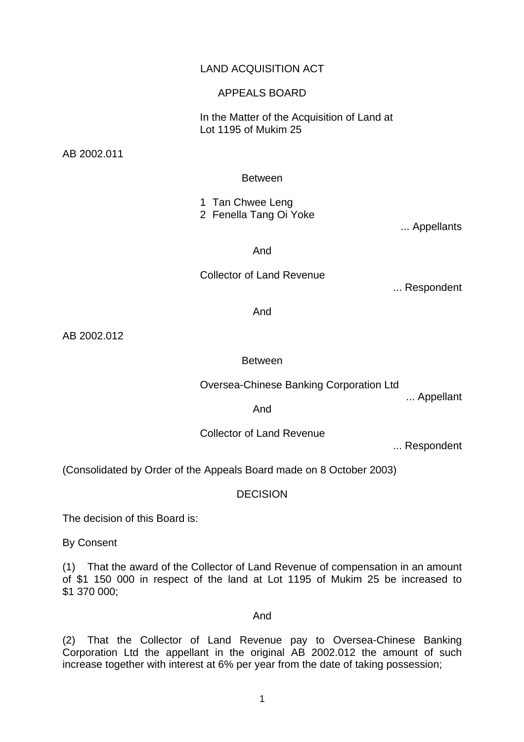LAND ACQUISITION ACT

APPEALS BOARD

In the Matter of the Acquisition of Land at
Lot 1195 of Mukim 25

AB 2002.011

Between

1 Tan Chwee Leng
2 Fenella Tang Oi Yoke

... Appellants

And

Collector of Land Revenue

... Respondent

And

AB 2002.012

Between

Oversea-Chinese Banking Corporation Ltd

... Appellant

And

Collector of Land Revenue

... Respondent

(Consolidated by Order of the Appeals Board made on 8 October 2003)

DECISION

The decision of this Board is:

By Consent

(1) That the award of the Collector of Land Revenue of compensation in an amount of $1 150 000 in respect of the land at Lot 1195 of Mukim 25 be increased to $1 370 000;

And

(2) That the Collector of Land Revenue pay to Oversea-Chinese Banking Corporation Ltd the appellant in the original AB 2002.012 the amount of such increase together with interest at 6% per year from the date of taking possession;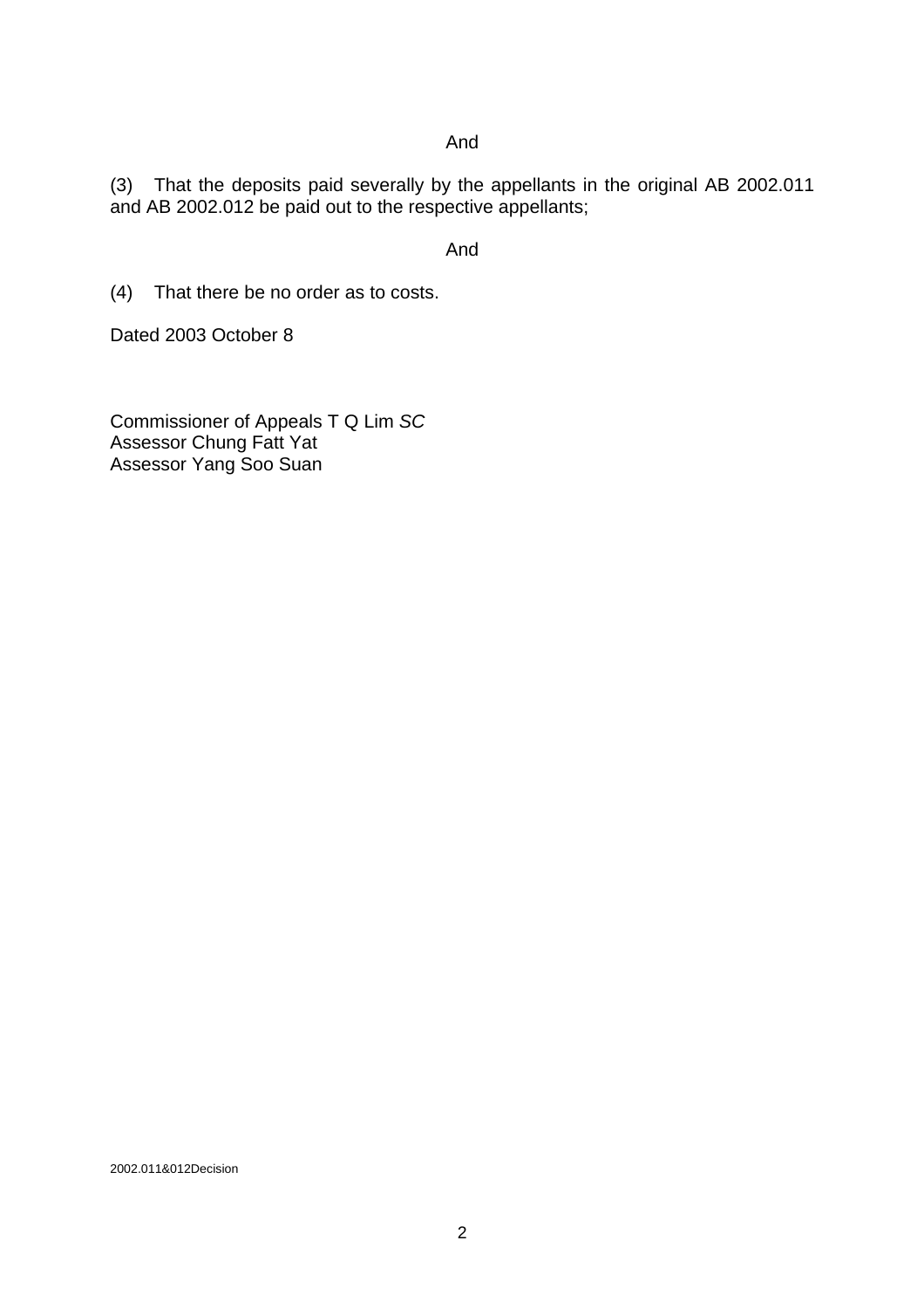And

(3) That the deposits paid severally by the appellants in the original AB 2002.011 and AB 2002.012 be paid out to the respective appellants;

And

(4) That there be no order as to costs.

Dated 2003 October 8

Commissioner of Appeals T Q Lim *SC*
Assessor Chung Fatt Yat
Assessor Yang Soo Suan

2002.011&012Decision